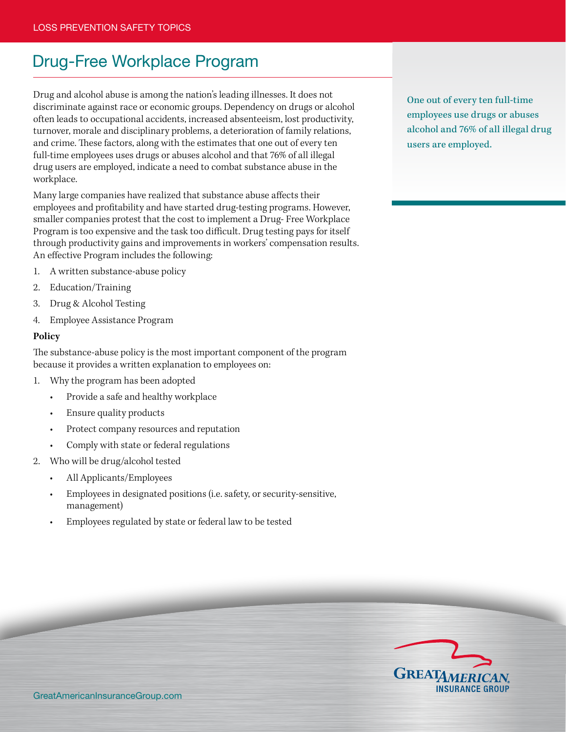# Drug-Free Workplace Program

Drug and alcohol abuse is among the nation's leading illnesses. It does not discriminate against race or economic groups. Dependency on drugs or alcohol often leads to occupational accidents, increased absenteeism, lost productivity, turnover, morale and disciplinary problems, a deterioration of family relations, and crime. These factors, along with the estimates that one out of every ten full-time employees uses drugs or abuses alcohol and that 76% of all illegal drug users are employed, indicate a need to combat substance abuse in the workplace.

> One out of every ten full-time employees use drugs or abuses alcohol and 76% of all illegal drug users are employed.

Many large companies have realized that substance abuse affects their employees and profitability and have started drug-testing programs. However, smaller companies protest that the cost to implement a Drug- Free Workplace Program is too expensive and the task too difficult. Drug testing pays for itself through productivity gains and improvements in workers' compensation results. An effective Program includes the following:

1. A written substance-abuse policy
2. Education/Training
3. Drug & Alcohol Testing
4. Employee Assistance Program

**Policy**

The substance-abuse policy is the most important component of the program because it provides a written explanation to employees on:

1. Why the program has been adopted
   - Provide a safe and healthy workplace
   - Ensure quality products
   - Protect company resources and reputation
   - Comply with state or federal regulations
2. Who will be drug/alcohol tested
   - All Applicants/Employees
   - Employees in designated positions (i.e. safety, or security-sensitive, management)
   - Employees regulated by state or federal law to be tested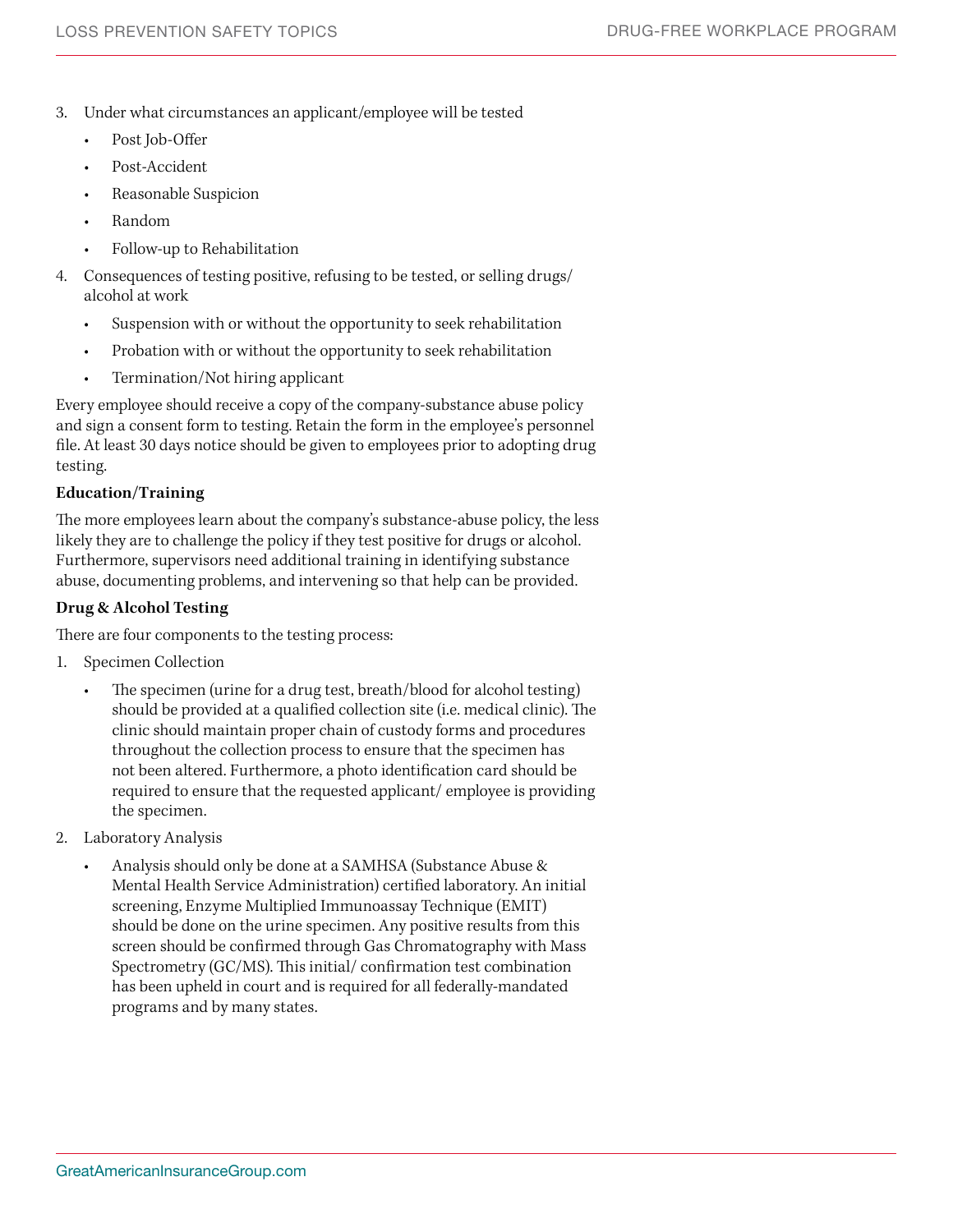3. Under what circumstances an applicant/employee will be tested
    - Post Job-Offer
    - Post-Accident
    - Reasonable Suspicion
    - Random
    - Follow-up to Rehabilitation
4. Consequences of testing positive, refusing to be tested, or selling drugs/alcohol at work
    - Suspension with or without the opportunity to seek rehabilitation
    - Probation with or without the opportunity to seek rehabilitation
    - Termination/Not hiring applicant

Every employee should receive a copy of the company-substance abuse policy and sign a consent form to testing. Retain the form in the employee's personnel file. At least 30 days notice should be given to employees prior to adopting drug testing.

**Education/Training**

The more employees learn about the company's substance-abuse policy, the less likely they are to challenge the policy if they test positive for drugs or alcohol. Furthermore, supervisors need additional training in identifying substance abuse, documenting problems, and intervening so that help can be provided.

**Drug & Alcohol Testing**

There are four components to the testing process:

1. Specimen Collection
    - The specimen (urine for a drug test, breath/blood for alcohol testing) should be provided at a qualified collection site (i.e. medical clinic). The clinic should maintain proper chain of custody forms and procedures throughout the collection process to ensure that the specimen has not been altered. Furthermore, a photo identification card should be required to ensure that the requested applicant/ employee is providing the specimen.
2. Laboratory Analysis
    - Analysis should only be done at a SAMHSA (Substance Abuse & Mental Health Service Administration) certified laboratory. An initial screening, Enzyme Multiplied Immunoassay Technique (EMIT) should be done on the urine specimen. Any positive results from this screen should be confirmed through Gas Chromatography with Mass Spectrometry (GC/MS). This initial/ confirmation test combination has been upheld in court and is required for all federally-mandated programs and by many states.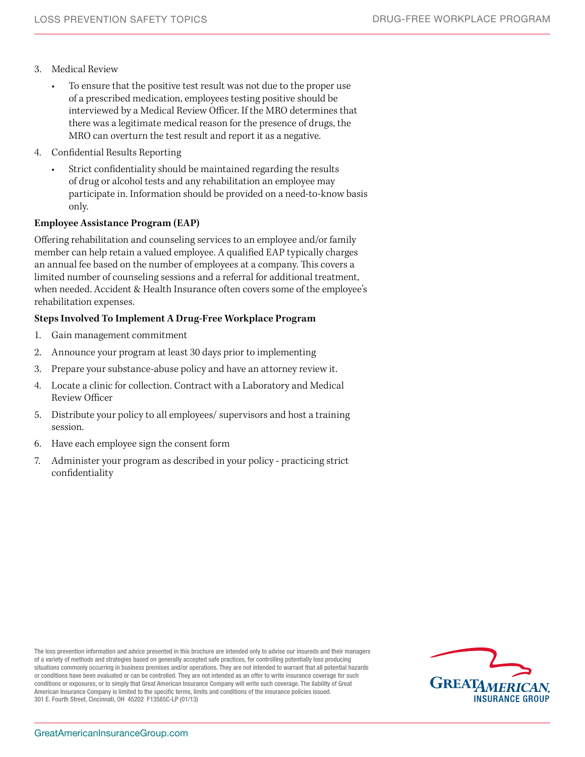3. Medical Review
   - To ensure that the positive test result was not due to the proper use of a prescribed medication, employees testing positive should be interviewed by a Medical Review Officer. If the MRO determines that there was a legitimate medical reason for the presence of drugs, the MRO can overturn the test result and report it as a negative.
4. Confidential Results Reporting
   - Strict confidentiality should be maintained regarding the results of drug or alcohol tests and any rehabilitation an employee may participate in. Information should be provided on a need-to-know basis only.

**Employee Assistance Program (EAP)**

Offering rehabilitation and counseling services to an employee and/or family member can help retain a valued employee. A qualified EAP typically charges an annual fee based on the number of employees at a company. This covers a limited number of counseling sessions and a referral for additional treatment, when needed. Accident & Health Insurance often covers some of the employee's rehabilitation expenses.

**Steps Involved To Implement A Drug-Free Workplace Program**

1. Gain management commitment
2. Announce your program at least 30 days prior to implementing
3. Prepare your substance-abuse policy and have an attorney review it.
4. Locate a clinic for collection. Contract with a Laboratory and Medical Review Officer
5. Distribute your policy to all employees/ supervisors and host a training session.
6. Have each employee sign the consent form
7. Administer your program as described in your policy - practicing strict confidentiality

The loss prevention information and advice presented in this brochure are intended only to advise our insureds and their managers of a variety of methods and strategies based on generally accepted safe practices, for controlling potentially loss producing situations commonly occurring in business premises and/or operations. They are not intended to warrant that all potential hazards or conditions have been evaluated or can be controlled. They are not intended as an offer to write insurance coverage for such conditions or exposures, or to simply that Great American Insurance Company will write such coverage. The liability of Great American Insurance Company is limited to the specific terms, limits and conditions of the insurance policies issued.
301 E. Fourth Street, Cincinnati, OH 45202 F13585C-LP (01/13)

GREAT AMERICAN INSURANCE GROUP

GreatAmericanInsuranceGroup.com